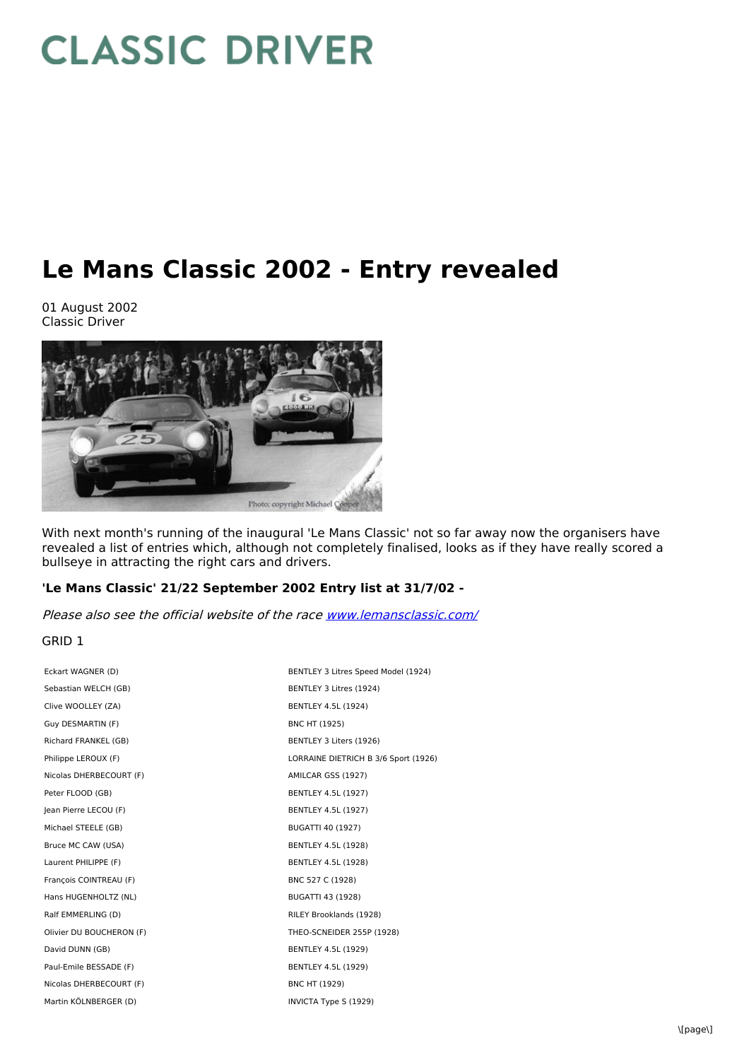# CLASSIC DRIVER

# Le Mans Classic 2002 - Entry revealed

01 August 2002
Classic Driver

With next month's running of the inaugural 'Le Mans Classic' not so far away now the organisers have revealed a list of entries which, although not completely finalised, looks as if they have really scored a bullseye in attracting the right cars and drivers.

**'Le Mans Classic' 21/22 September 2002 Entry list at 31/7/02 -**

*Please also see the official website of the race [www.lemansclassic.com/](www.lemansclassic.com/)*

GRID 1

| | |
|---|---|
| Eckart WAGNER (D) | BENTLEY 3 Litres Speed Model (1924) |
| Sebastian WELCH (GB) | BENTLEY 3 Litres (1924) |
| Clive WOOLLEY (ZA) | BENTLEY 4.5L (1924) |
| Guy DESMARTIN (F) | BNC HT (1925) |
| Richard FRANKEL (GB) | BENTLEY 3 Liters (1926) |
| Philippe LEROUX (F) | LORRAINE DIETRICH B 3/6 Sport (1926) |
| Nicolas DHERBECOURT (F) | AMILCAR GSS (1927) |
| Peter FLOOD (GB) | BENTLEY 4.5L (1927) |
| Jean Pierre LECOU (F) | BENTLEY 4.5L (1927) |
| Michael STEELE (GB) | BUGATTI 40 (1927) |
| Bruce MC CAW (USA) | BENTLEY 4.5L (1928) |
| Laurent PHILIPPE (F) | BENTLEY 4.5L (1928) |
| François COINTREAU (F) | BNC 527 C (1928) |
| Hans HUGENHOLTZ (NL) | BUGATTI 43 (1928) |
| Ralf EMMERLING (D) | RILEY Brooklands (1928) |
| Olivier DU BOUCHERON (F) | THEO-SCNEIDER 255P (1928) |
| David DUNN (GB) | BENTLEY 4.5L (1929) |
| Paul-Emile BESSADE (F) | BENTLEY 4.5L (1929) |
| Nicolas DHERBECOURT (F) | BNC HT (1929) |
| Martin KÖLNBERGER (D) | INVICTA Type S (1929) |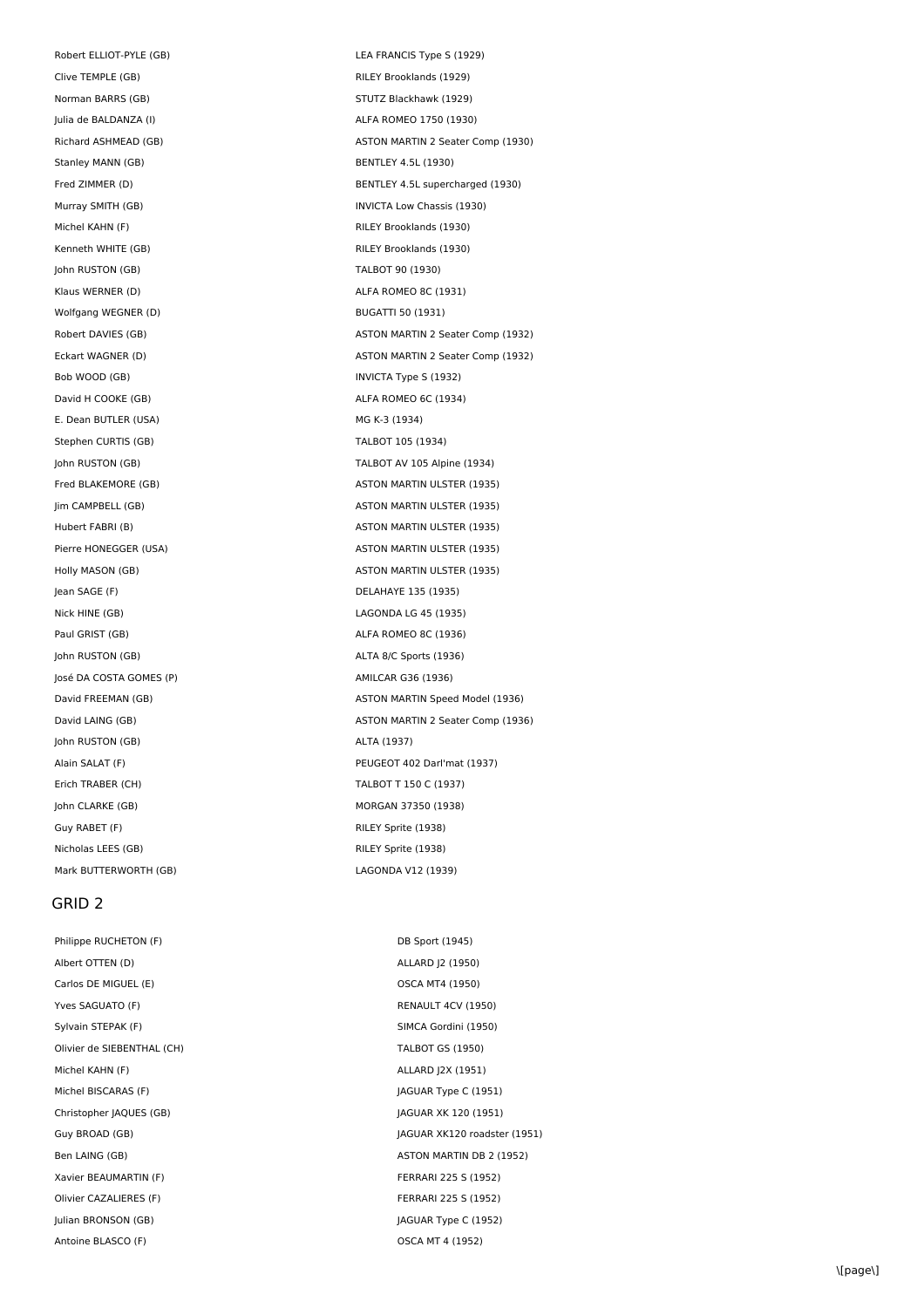| | |
|---|---|
| Robert ELLIOT-PYLE (GB) | LEA FRANCIS Type S (1929) |
| Clive TEMPLE (GB) | RILEY Brooklands (1929) |
| Norman BARRS (GB) | STUTZ Blackhawk (1929) |
| Julia de BALDANZA (I) | ALFA ROMEO 1750 (1930) |
| Richard ASHMEAD (GB) | ASTON MARTIN 2 Seater Comp (1930) |
| Stanley MANN (GB) | BENTLEY 4.5L (1930) |
| Fred ZIMMER (D) | BENTLEY 4.5L supercharged (1930) |
| Murray SMITH (GB) | INVICTA Low Chassis (1930) |
| Michel KAHN (F) | RILEY Brooklands (1930) |
| Kenneth WHITE (GB) | RILEY Brooklands (1930) |
| John RUSTON (GB) | TALBOT 90 (1930) |
| Klaus WERNER (D) | ALFA ROMEO 8C (1931) |
| Wolfgang WEGNER (D) | BUGATTI 50 (1931) |
| Robert DAVIES (GB) | ASTON MARTIN 2 Seater Comp (1932) |
| Eckart WAGNER (D) | ASTON MARTIN 2 Seater Comp (1932) |
| Bob WOOD (GB) | INVICTA Type S (1932) |
| David H COOKE (GB) | ALFA ROMEO 6C (1934) |
| E. Dean BUTLER (USA) | MG K-3 (1934) |
| Stephen CURTIS (GB) | TALBOT 105 (1934) |
| John RUSTON (GB) | TALBOT AV 105 Alpine (1934) |
| Fred BLAKEMORE (GB) | ASTON MARTIN ULSTER (1935) |
| Jim CAMPBELL (GB) | ASTON MARTIN ULSTER (1935) |
| Hubert FABRI (B) | ASTON MARTIN ULSTER (1935) |
| Pierre HONEGGER (USA) | ASTON MARTIN ULSTER (1935) |
| Holly MASON (GB) | ASTON MARTIN ULSTER (1935) |
| Jean SAGE (F) | DELAHAYE 135 (1935) |
| Nick HINE (GB) | LAGONDA LG 45 (1935) |
| Paul GRIST (GB) | ALFA ROMEO 8C (1936) |
| John RUSTON (GB) | ALTA 8/C Sports (1936) |
| José DA COSTA GOMES (P) | AMILCAR G36 (1936) |
| David FREEMAN (GB) | ASTON MARTIN Speed Model (1936) |
| David LAING (GB) | ASTON MARTIN 2 Seater Comp (1936) |
| John RUSTON (GB) | ALTA (1937) |
| Alain SALAT (F) | PEUGEOT 402 Darl'mat (1937) |
| Erich TRABER (CH) | TALBOT T 150 C (1937) |
| John CLARKE (GB) | MORGAN 37350 (1938) |
| Guy RABET (F) | RILEY Sprite (1938) |
| Nicholas LEES (GB) | RILEY Sprite (1938) |
| Mark BUTTERWORTH (GB) | LAGONDA V12 (1939) |

## GRID 2

| | |
|---|---|
| Philippe RUCHETON (F) | DB Sport (1945) |
| Albert OTTEN (D) | ALLARD J2 (1950) |
| Carlos DE MIGUEL (E) | OSCA MT4 (1950) |
| Yves SAGUATO (F) | RENAULT 4CV (1950) |
| Sylvain STEPAK (F) | SIMCA Gordini (1950) |
| Olivier de SIEBENTHAL (CH) | TALBOT GS (1950) |
| Michel KAHN (F) | ALLARD J2X (1951) |
| Michel BISCARAS (F) | JAGUAR Type C (1951) |
| Christopher JAQUES (GB) | JAGUAR XK 120 (1951) |
| Guy BROAD (GB) | JAGUAR XK120 roadster (1951) |
| Ben LAING (GB) | ASTON MARTIN DB 2 (1952) |
| Xavier BEAUMARTIN (F) | FERRARI 225 S (1952) |
| Olivier CAZALIERES (F) | FERRARI 225 S (1952) |
| Julian BRONSON (GB) | JAGUAR Type C (1952) |
| Antoine BLASCO (F) | OSCA MT 4 (1952) |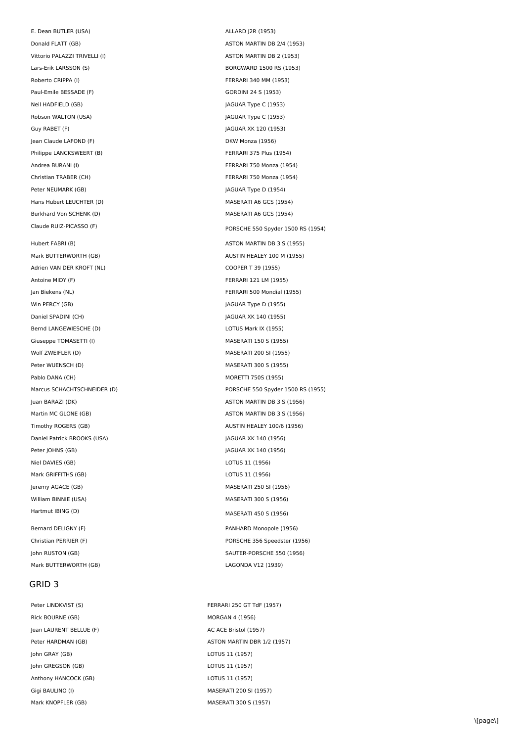| | |
|---|---|
| E. Dean BUTLER (USA) | ALLARD J2R (1953) |
| Donald FLATT (GB) | ASTON MARTIN DB 2/4 (1953) |
| Vittorio PALAZZI TRIVELLI (I) | ASTON MARTIN DB 2 (1953) |
| Lars-Erik LARSSON (S) | BORGWARD 1500 RS (1953) |
| Roberto CRIPPA (I) | FERRARI 340 MM (1953) |
| Paul-Emile BESSADE (F) | GORDINI 24 S (1953) |
| Neil HADFIELD (GB) | JAGUAR Type C (1953) |
| Robson WALTON (USA) | JAGUAR Type C (1953) |
| Guy RABET (F) | JAGUAR XK 120 (1953) |
| Jean Claude LAFOND (F) | DKW Monza (1956) |
| Philippe LANCKSWEERT (B) | FERRARI 375 Plus (1954) |
| Andrea BURANI (I) | FERRARI 750 Monza (1954) |
| Christian TRABER (CH) | FERRARI 750 Monza (1954) |
| Peter NEUMARK (GB) | JAGUAR Type D (1954) |
| Hans Hubert LEUCHTER (D) | MASERATI A6 GCS (1954) |
| Burkhard Von SCHENK (D) | MASERATI A6 GCS (1954) |
| Claude RUIZ-PICASSO (F) | PORSCHE 550 Spyder 1500 RS (1954) |
| Hubert FABRI (B) | ASTON MARTIN DB 3 S (1955) |
| Mark BUTTERWORTH (GB) | AUSTIN HEALEY 100 M (1955) |
| Adrien VAN DER KROFT (NL) | COOPER T 39 (1955) |
| Antoine MIDY (F) | FERRARI 121 LM (1955) |
| Jan Biekens (NL) | FERRARI 500 Mondial (1955) |
| Win PERCY (GB) | JAGUAR Type D (1955) |
| Daniel SPADINI (CH) | JAGUAR XK 140 (1955) |
| Bernd LANGEWIESCHE (D) | LOTUS Mark IX (1955) |
| Giuseppe TOMASETTI (I) | MASERATI 150 S (1955) |
| Wolf ZWEIFLER (D) | MASERATI 200 SI (1955) |
| Peter WUENSCH (D) | MASERATI 300 S (1955) |
| Pablo DANA (CH) | MORETTI 750S (1955) |
| Marcus SCHACHTSCHNEIDER (D) | PORSCHE 550 Spyder 1500 RS (1955) |
| Juan BARAZI (DK) | ASTON MARTIN DB 3 S (1956) |
| Martin MC GLONE (GB) | ASTON MARTIN DB 3 S (1956) |
| Timothy ROGERS (GB) | AUSTIN HEALEY 100/6 (1956) |
| Daniel Patrick BROOKS (USA) | JAGUAR XK 140 (1956) |
| Peter JOHNS (GB) | JAGUAR XK 140 (1956) |
| Niel DAVIES (GB) | LOTUS 11 (1956) |
| Mark GRIFFITHS (GB) | LOTUS 11 (1956) |
| Jeremy AGACE (GB) | MASERATI 250 SI (1956) |
| William BINNIE (USA) | MASERATI 300 S (1956) |
| Hartmut IBING (D) | MASERATI 450 S (1956) |
| Bernard DELIGNY (F) | PANHARD Monopole (1956) |
| Christian PERRIER (F) | PORSCHE 356 Speedster (1956) |
| John RUSTON (GB) | SAUTER-PORSCHE 550 (1956) |
| Mark BUTTERWORTH (GB) | LAGONDA V12 (1939) |

## GRID 3

| | |
|---|---|
| Peter LINDKVIST (S) | FERRARI 250 GT TdF (1957) |
| Rick BOURNE (GB) | MORGAN 4 (1956) |
| Jean LAURENT BELLUE (F) | AC ACE Bristol (1957) |
| Peter HARDMAN (GB) | ASTON MARTIN DBR 1/2 (1957) |
| John GRAY (GB) | LOTUS 11 (1957) |
| John GREGSON (GB) | LOTUS 11 (1957) |
| Anthony HANCOCK (GB) | LOTUS 11 (1957) |
| Gigi BAULINO (I) | MASERATI 200 SI (1957) |
| Mark KNOPFLER (GB) | MASERATI 300 S (1957) |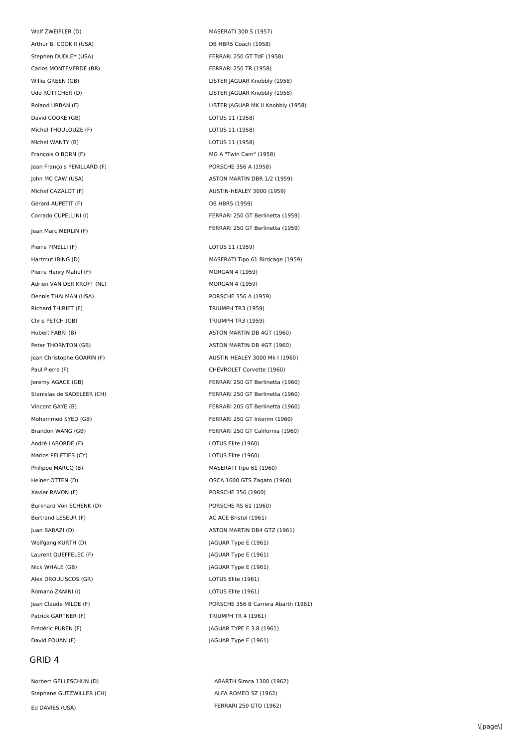| | |
|---|---|
| Wolf ZWEIFLER (D) | MASERATI 300 S (1957) |
| Arthur B. COOK II (USA) | DB HBR5 Coach (1958) |
| Stephen DUDLEY (USA) | FERRARI 250 GT TdF (1958) |
| Carlos MONTEVERDE (BR) | FERRARI 250 TR (1958) |
| Willie GREEN (GB) | LISTER JAGUAR Knobbly (1958) |
| Udo RÜTTCHER (D) | LISTER JAGUAR Knobbly (1958) |
| Roland URBAN (F) | LISTER JAGUAR MK II Knobbly (1958) |
| David COOKE (GB) | LOTUS 11 (1958) |
| Michel THOULOUZE (F) | LOTUS 11 (1958) |
| Michel WANTY (B) | LOTUS 11 (1958) |
| François O'BORN (F) | MG A "Twin Cam" (1958) |
| Jean François PENILLARD (F) | PORSCHE 356 A (1958) |
| John MC CAW (USA) | ASTON MARTIN DBR 1/2 (1959) |
| Michel CAZALOT (F) | AUSTIN-HEALEY 3000 (1959) |
| Gérard AUPETIT (F) | DB HBR5 (1959) |
| Corrado CUPELLINI (I) | FERRARI 250 GT Berlinetta (1959) |
| Jean Marc MERLIN (F) | FERRARI 250 GT Berlinetta (1959) |
| Pierre PINELLI (F) | LOTUS 11 (1959) |
| Hartmut IBING (D) | MASERATI Tipo 61 Birdcage (1959) |
| Pierre Henry Mahul (F) | MORGAN 4 (1959) |
| Adrien VAN DER KROFT (NL) | MORGAN 4 (1959) |
| Dennis THALMAN (USA) | PORSCHE 356 A (1959) |
| Richard THIRIET (F) | TRIUMPH TR3 (1959) |
| Chris PETCH (GB) | TRIUMPH TR3 (1959) |
| Hubert FABRI (B) | ASTON MARTIN DB 4GT (1960) |
| Peter THORNTON (GB) | ASTON MARTIN DB 4GT (1960) |
| Jean Christophe GOARIN (F) | AUSTIN HEALEY 3000 Mk I (1960) |
| Paul Pierre (F) | CHEVROLET Corvette (1960) |
| Jeremy AGACE (GB) | FERRARI 250 GT Berlinetta (1960) |
| Stanislas de SADELEER (CH) | FERRARI 250 GT Berlinetta (1960) |
| Vincent GAYE (B) | FERRARI 205 GT Berlinetta (1960) |
| Mohammed SYED (GB) | FERRARI 250 GT Interim (1960) |
| Brandon WANG (GB) | FERRARI 250 GT California (1960) |
| André LABORDE (F) | LOTUS Elite (1960) |
| Marios PELETIES (CY) | LOTUS Elite (1960) |
| Philippe MARCQ (B) | MASERATI Tipo 61 (1960) |
| Heiner OTTEN (D) | OSCA 1600 GTS Zagato (1960) |
| Xavier RAVON (F) | PORSCHE 356 (1960) |
| Burkhard Von SCHENK (D) | PORSCHE RS 61 (1960) |
| Bertrand LESEUR (F) | AC ACE Bristol (1961) |
| Juan BARAZI (D) | ASTON MARTIN DB4 GTZ (1961) |
| Wolfgang KURTH (D) | JAGUAR Type E (1961) |
| Laurent QUEFFELEC (F) | JAGUAR Type E (1961) |
| Nick WHALE (GB) | JAGUAR Type E (1961) |
| Alex DROULISCOS (GR) | LOTUS Elite (1961) |
| Romano ZANINI (I) | LOTUS Elite (1961) |
| Jean Claude MILOE (F) | PORSCHE 356 B Carrera Abarth (1961) |
| Patrick GARTNER (F) | TRIUMPH TR 4 (1961) |
| Frédéric PUREN (F) | JAGUAR TYPE E 3.8 (1961) |
| David FOUAN (F) | JAGUAR Type E (1961) |

## GRID 4

| | |
|---|---|
| Norbert GELLESCHUN (D) | ABARTH Simca 1300 (1962) |
| Stephane GUTZWILLER (CH) | ALFA ROMEO SZ (1962) |
| Ed DAVIES (USA) | FERRARI 250 GTO (1962) |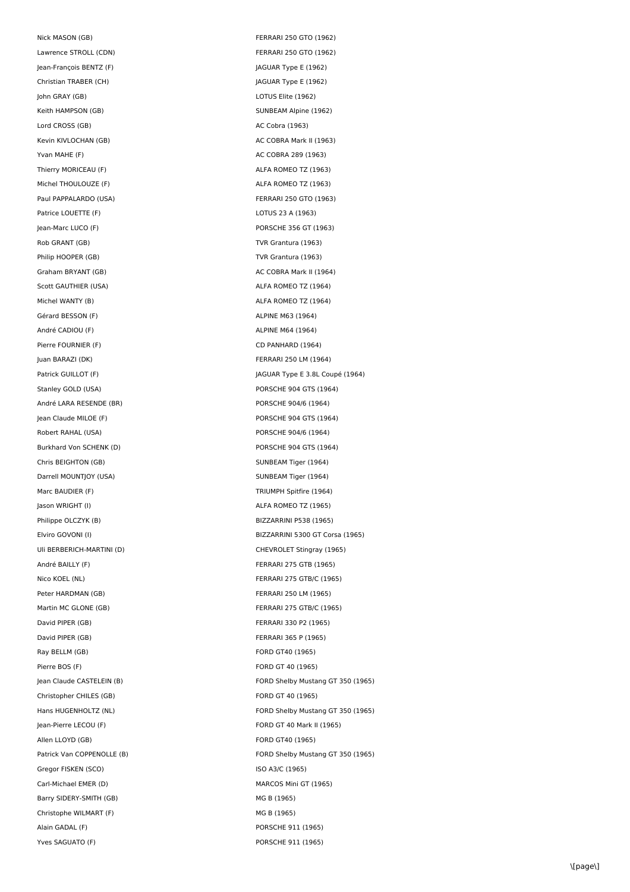| | |
|---|---|
| Nick MASON (GB) | FERRARI 250 GTO (1962) |
| Lawrence STROLL (CDN) | FERRARI 250 GTO (1962) |
| Jean-François BENTZ (F) | JAGUAR Type E (1962) |
| Christian TRABER (CH) | JAGUAR Type E (1962) |
| John GRAY (GB) | LOTUS Elite (1962) |
| Keith HAMPSON (GB) | SUNBEAM Alpine (1962) |
| Lord CROSS (GB) | AC Cobra (1963) |
| Kevin KIVLOCHAN (GB) | AC COBRA Mark II (1963) |
| Yvan MAHE (F) | AC COBRA 289 (1963) |
| Thierry MORICEAU (F) | ALFA ROMEO TZ (1963) |
| Michel THOULOUZE (F) | ALFA ROMEO TZ (1963) |
| Paul PAPPALARDO (USA) | FERRARI 250 GTO (1963) |
| Patrice LOUETTE (F) | LOTUS 23 A (1963) |
| Jean-Marc LUCO (F) | PORSCHE 356 GT (1963) |
| Rob GRANT (GB) | TVR Grantura (1963) |
| Philip HOOPER (GB) | TVR Grantura (1963) |
| Graham BRYANT (GB) | AC COBRA Mark II (1964) |
| Scott GAUTHIER (USA) | ALFA ROMEO TZ (1964) |
| Michel WANTY (B) | ALFA ROMEO TZ (1964) |
| Gérard BESSON (F) | ALPINE M63 (1964) |
| André CADIOU (F) | ALPINE M64 (1964) |
| Pierre FOURNIER (F) | CD PANHARD (1964) |
| Juan BARAZI (DK) | FERRARI 250 LM (1964) |
| Patrick GUILLOT (F) | JAGUAR Type E 3.8L Coupé (1964) |
| Stanley GOLD (USA) | PORSCHE 904 GTS (1964) |
| André LARA RESENDE (BR) | PORSCHE 904/6 (1964) |
| Jean Claude MILOE (F) | PORSCHE 904 GTS (1964) |
| Robert RAHAL (USA) | PORSCHE 904/6 (1964) |
| Burkhard Von SCHENK (D) | PORSCHE 904 GTS (1964) |
| Chris BEIGHTON (GB) | SUNBEAM Tiger (1964) |
| Darrell MOUNTJOY (USA) | SUNBEAM Tiger (1964) |
| Marc BAUDIER (F) | TRIUMPH Spitfire (1964) |
| Jason WRIGHT (I) | ALFA ROMEO TZ (1965) |
| Philippe OLCZYK (B) | BIZZARRINI P538 (1965) |
| Elviro GOVONI (I) | BIZZARRINI 5300 GT Corsa (1965) |
| Uli BERBERICH-MARTINI (D) | CHEVROLET Stingray (1965) |
| André BAILLY (F) | FERRARI 275 GTB (1965) |
| Nico KOEL (NL) | FERRARI 275 GTB/C (1965) |
| Peter HARDMAN (GB) | FERRARI 250 LM (1965) |
| Martin MC GLONE (GB) | FERRARI 275 GTB/C (1965) |
| David PIPER (GB) | FERRARI 330 P2 (1965) |
| David PIPER (GB) | FERRARI 365 P (1965) |
| Ray BELLM (GB) | FORD GT40 (1965) |
| Pierre BOS (F) | FORD GT 40 (1965) |
| Jean Claude CASTELEIN (B) | FORD Shelby Mustang GT 350 (1965) |
| Christopher CHILES (GB) | FORD GT 40 (1965) |
| Hans HUGENHOLTZ (NL) | FORD Shelby Mustang GT 350 (1965) |
| Jean-Pierre LECOU (F) | FORD GT 40 Mark II (1965) |
| Allen LLOYD (GB) | FORD GT40 (1965) |
| Patrick Van COPPENOLLE (B) | FORD Shelby Mustang GT 350 (1965) |
| Gregor FISKEN (SCO) | ISO A3/C (1965) |
| Carl-Michael EMER (D) | MARCOS Mini GT (1965) |
| Barry SIDERY-SMITH (GB) | MG B (1965) |
| Christophe WILMART (F) | MG B (1965) |
| Alain GADAL (F) | PORSCHE 911 (1965) |
| Yves SAGUATO (F) | PORSCHE 911 (1965) |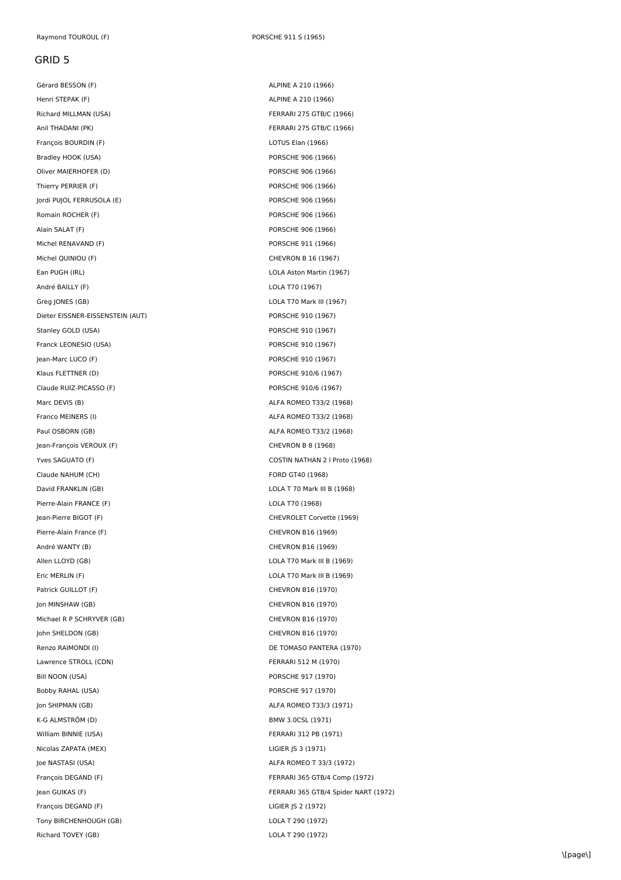| Raymond TOUROUL (F) | PORSCHE 911 S (1965) |
|---|---|

## GRID 5

| | |
|---|---|
| Gérard BESSON (F) | ALPINE A 210 (1966) |
| Henri STEPAK (F) | ALPINE A 210 (1966) |
| Richard MILLMAN (USA) | FERRARI 275 GTB/C (1966) |
| Anil THADANI (PK) | FERRARI 275 GTB/C (1966) |
| François BOURDIN (F) | LOTUS Elan (1966) |
| Bradley HOOK (USA) | PORSCHE 906 (1966) |
| Oliver MAIERHOFER (D) | PORSCHE 906 (1966) |
| Thierry PERRIER (F) | PORSCHE 906 (1966) |
| Jordi PUJOL FERRUSOLA (E) | PORSCHE 906 (1966) |
| Romain ROCHER (F) | PORSCHE 906 (1966) |
| Alain SALAT (F) | PORSCHE 906 (1966) |
| Michel RENAVAND (F) | PORSCHE 911 (1966) |
| Michel QUINIOU (F) | CHEVRON B 16 (1967) |
| Ean PUGH (IRL) | LOLA Aston Martin (1967) |
| André BAILLY (F) | LOLA T70 (1967) |
| Greg JONES (GB) | LOLA T70 Mark III (1967) |
| Dieter EISSNER-EISSENSTEIN (AUT) | PORSCHE 910 (1967) |
| Stanley GOLD (USA) | PORSCHE 910 (1967) |
| Franck LEONESIO (USA) | PORSCHE 910 (1967) |
| Jean-Marc LUCO (F) | PORSCHE 910 (1967) |
| Klaus FLETTNER (D) | PORSCHE 910/6 (1967) |
| Claude RUIZ-PICASSO (F) | PORSCHE 910/6 (1967) |
| Marc DEVIS (B) | ALFA ROMEO T33/2 (1968) |
| Franco MEINERS (I) | ALFA ROMEO T33/2 (1968) |
| Paul OSBORN (GB) | ALFA ROMEO T33/2 (1968) |
| Jean-François VEROUX (F) | CHEVRON B 8 (1968) |
| Yves SAGUATO (F) | COSTIN NATHAN 2 l Proto (1968) |
| Claude NAHUM (CH) | FORD GT40 (1968) |
| David FRANKLIN (GB) | LOLA T 70 Mark III B (1968) |
| Pierre-Alain FRANCE (F) | LOLA T70 (1968) |
| Jean-Pierre BIGOT (F) | CHEVROLET Corvette (1969) |
| Pierre-Alain France (F) | CHEVRON B16 (1969) |
| André WANTY (B) | CHEVRON B16 (1969) |
| Allen LLOYD (GB) | LOLA T70 Mark III B (1969) |
| Eric MERLIN (F) | LOLA T70 Mark III B (1969) |
| Patrick GUILLOT (F) | CHEVRON B16 (1970) |
| Jon MINSHAW (GB) | CHEVRON B16 (1970) |
| Michael R P SCHRYVER (GB) | CHEVRON B16 (1970) |
| John SHELDON (GB) | CHEVRON B16 (1970) |
| Renzo RAIMONDI (I) | DE TOMASO PANTERA (1970) |
| Lawrence STROLL (CDN) | FERRARI 512 M (1970) |
| Bill NOON (USA) | PORSCHE 917 (1970) |
| Bobby RAHAL (USA) | PORSCHE 917 (1970) |
| Jon SHIPMAN (GB) | ALFA ROMEO T33/3 (1971) |
| K-G ALMSTRÖM (D) | BMW 3.0CSL (1971) |
| William BINNIE (USA) | FERRARI 312 PB (1971) |
| Nicolas ZAPATA (MEX) | LIGIER JS 3 (1971) |
| Joe NASTASI (USA) | ALFA ROMEO T 33/3 (1972) |
| François DEGAND (F) | FERRARI 365 GTB/4 Comp (1972) |
| Jean GUIKAS (F) | FERRARI 365 GTB/4 Spider NART (1972) |
| François DEGAND (F) | LIGIER JS 2 (1972) |
| Tony BIRCHENHOUGH (GB) | LOLA T 290 (1972) |
| Richard TOVEY (GB) | LOLA T 290 (1972) |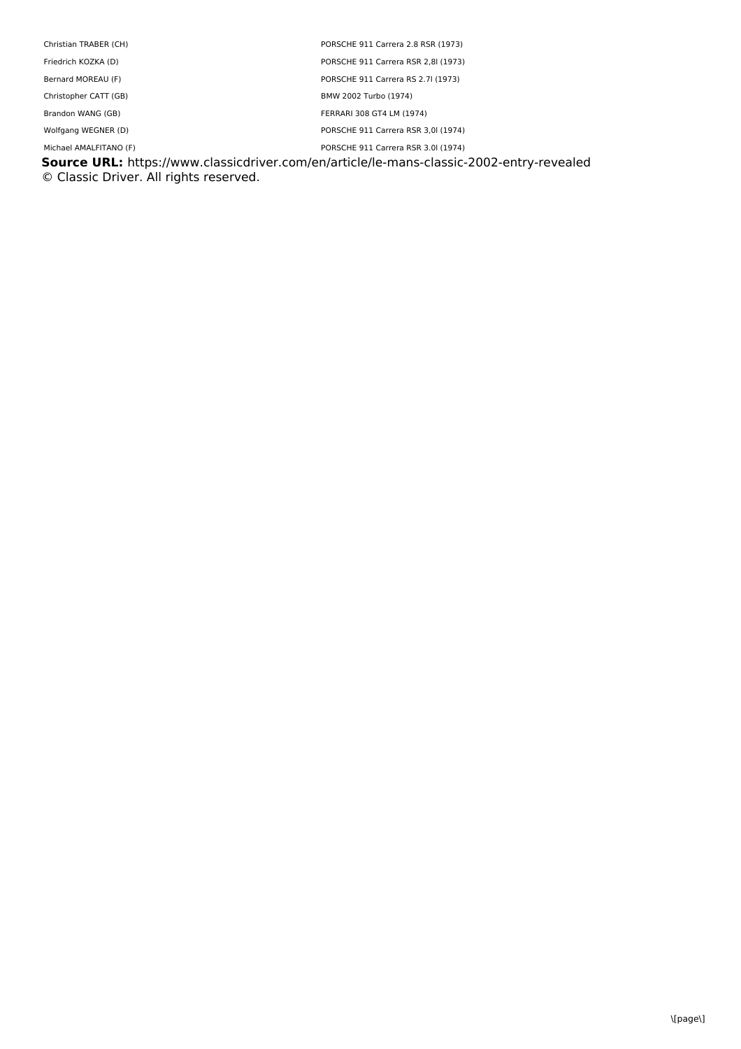| | |
|---|---|
| Christian TRABER (CH) | PORSCHE 911 Carrera 2.8 RSR (1973) |
| Friedrich KOZKA (D) | PORSCHE 911 Carrera RSR 2,8l (1973) |
| Bernard MOREAU (F) | PORSCHE 911 Carrera RS 2.7l (1973) |
| Christopher CATT (GB) | BMW 2002 Turbo (1974) |
| Brandon WANG (GB) | FERRARI 308 GT4 LM (1974) |
| Wolfgang WEGNER (D) | PORSCHE 911 Carrera RSR 3,0l (1974) |
| Michael AMALFITANO (F) | PORSCHE 911 Carrera RSR 3.0l (1974) |

**Source URL:** https://www.classicdriver.com/en/article/le-mans-classic-2002-entry-revealed

© Classic Driver. All rights reserved.